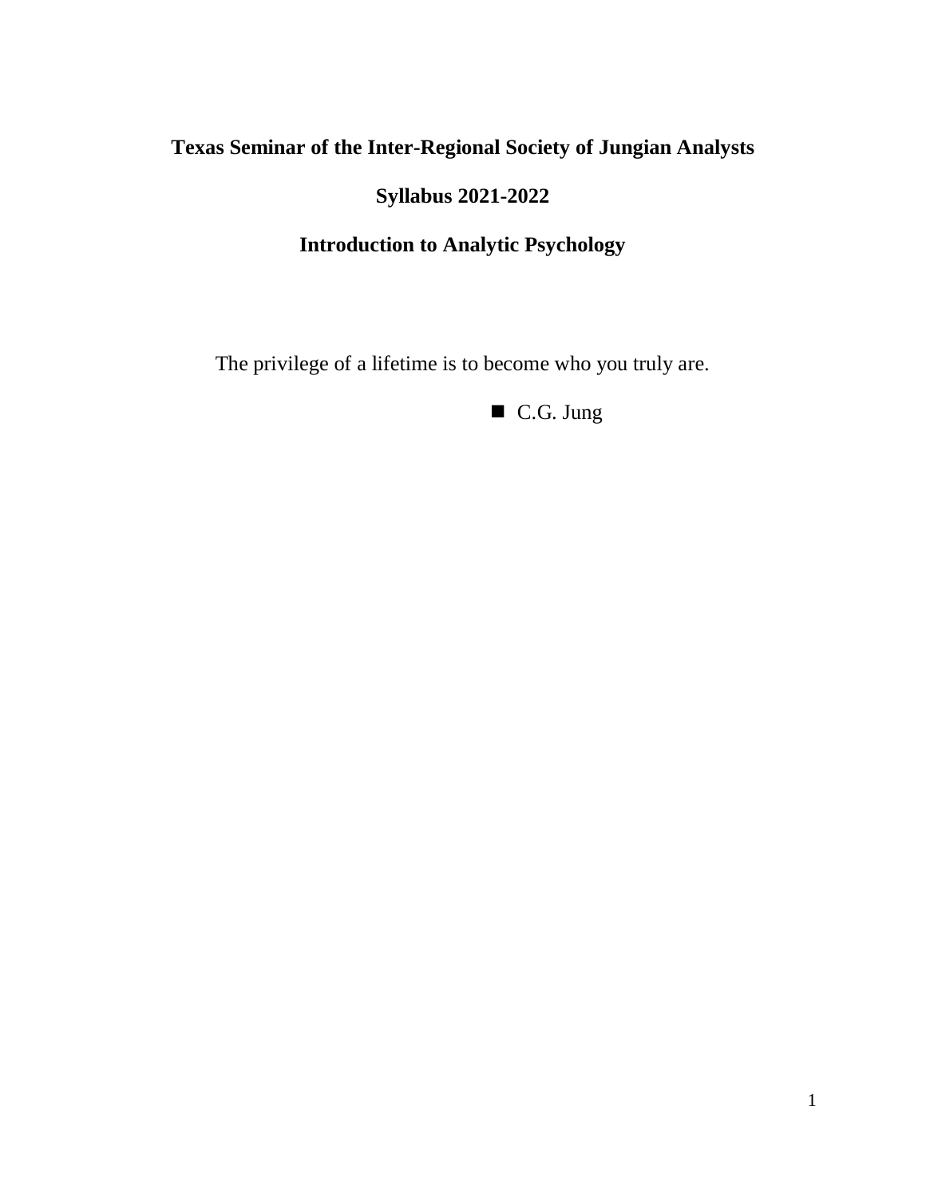# Texas Seminar of the Inter-Regional Society of Jungian Analysts

## Syllabus 2021-2022

## Introduction to Analytic Psychology

The privilege of a lifetime is to become who you truly are.

- C.G. Jung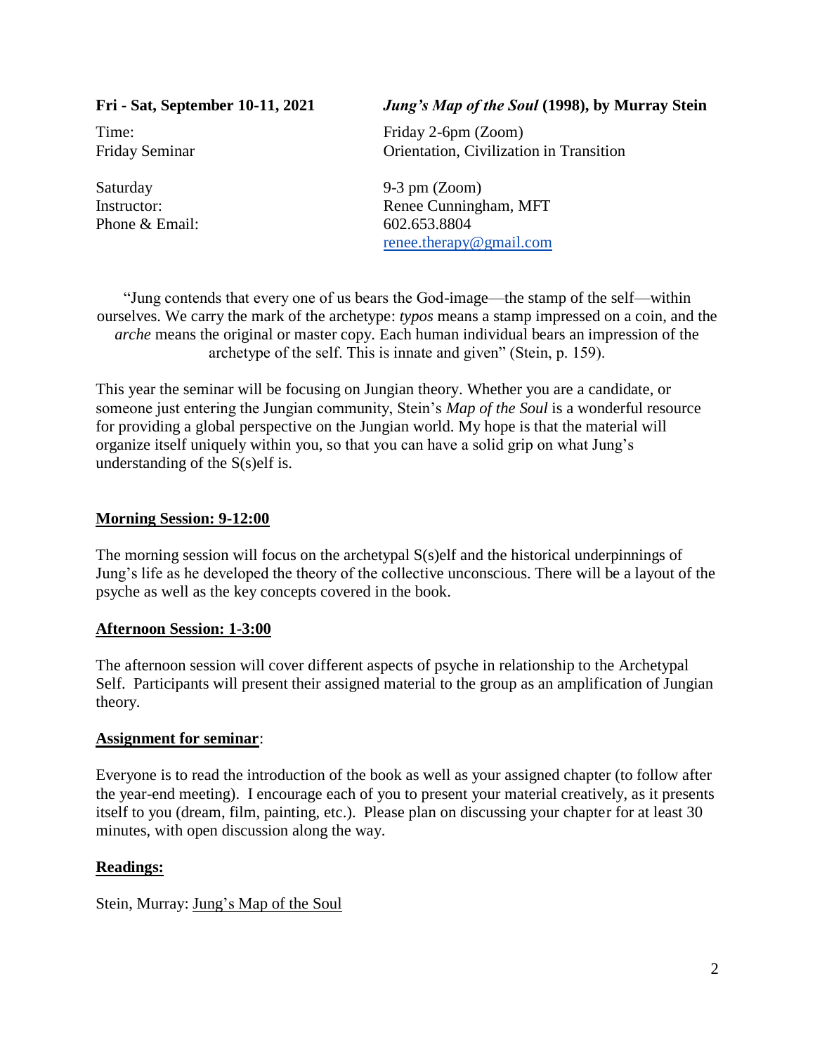**Fri - Sat, September 10-11, 2021** | ***Jung's Map of the Soul* (1998), by Murray Stein**

| | |
|---|---|
| Time: | Friday 2-6pm (Zoom) |
| Friday Seminar | Orientation, Civilization in Transition |
| Saturday | 9-3 pm (Zoom) |
| Instructor: | Renee Cunningham, MFT |
| Phone & Email: | 602.653.8804 |
| | renee.therapy@gmail.com |

"Jung contends that every one of us bears the God-image—the stamp of the self—within ourselves. We carry the mark of the archetype: *typos* means a stamp impressed on a coin, and the *arche* means the original or master copy. Each human individual bears an impression of the archetype of the self. This is innate and given" (Stein, p. 159).

This year the seminar will be focusing on Jungian theory. Whether you are a candidate, or someone just entering the Jungian community, Stein's *Map of the Soul* is a wonderful resource for providing a global perspective on the Jungian world. My hope is that the material will organize itself uniquely within you, so that you can have a solid grip on what Jung's understanding of the S(s)elf is.

**Morning Session: 9-12:00**

The morning session will focus on the archetypal S(s)elf and the historical underpinnings of Jung's life as he developed the theory of the collective unconscious. There will be a layout of the psyche as well as the key concepts covered in the book.

**Afternoon Session: 1-3:00**

The afternoon session will cover different aspects of psyche in relationship to the Archetypal Self. Participants will present their assigned material to the group as an amplification of Jungian theory.

**Assignment for seminar**:

Everyone is to read the introduction of the book as well as your assigned chapter (to follow after the year-end meeting). I encourage each of you to present your material creatively, as it presents itself to you (dream, film, painting, etc.). Please plan on discussing your chapter for at least 30 minutes, with open discussion along the way.

**Readings:**

Stein, Murray: Jung's Map of the Soul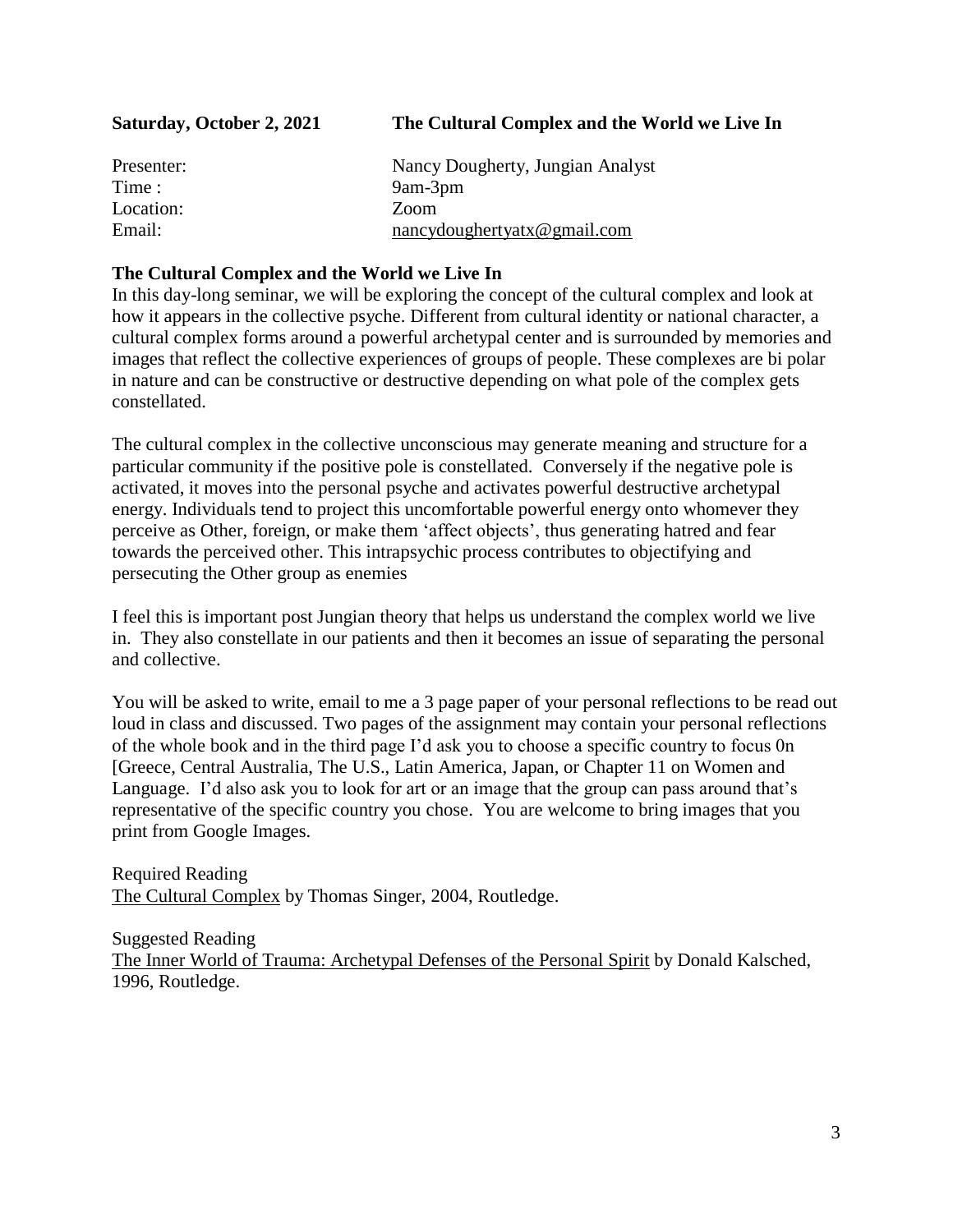**Saturday, October 2, 2021** **The Cultural Complex and the World we Live In**

Presenter: Nancy Dougherty, Jungian Analyst
Time : 9am-3pm
Location: Zoom
Email: nancydoughertyatx@gmail.com

**The Cultural Complex and the World we Live In**

In this day-long seminar, we will be exploring the concept of the cultural complex and look at how it appears in the collective psyche. Different from cultural identity or national character, a cultural complex forms around a powerful archetypal center and is surrounded by memories and images that reflect the collective experiences of groups of people. These complexes are bi polar in nature and can be constructive or destructive depending on what pole of the complex gets constellated.

The cultural complex in the collective unconscious may generate meaning and structure for a particular community if the positive pole is constellated. Conversely if the negative pole is activated, it moves into the personal psyche and activates powerful destructive archetypal energy. Individuals tend to project this uncomfortable powerful energy onto whomever they perceive as Other, foreign, or make them 'affect objects', thus generating hatred and fear towards the perceived other. This intrapsychic process contributes to objectifying and persecuting the Other group as enemies

I feel this is important post Jungian theory that helps us understand the complex world we live in. They also constellate in our patients and then it becomes an issue of separating the personal and collective.

You will be asked to write, email to me a 3 page paper of your personal reflections to be read out loud in class and discussed. Two pages of the assignment may contain your personal reflections of the whole book and in the third page I'd ask you to choose a specific country to focus 0n [Greece, Central Australia, The U.S., Latin America, Japan, or Chapter 11 on Women and Language. I'd also ask you to look for art or an image that the group can pass around that's representative of the specific country you chose. You are welcome to bring images that you print from Google Images.

Required Reading
The Cultural Complex by Thomas Singer, 2004, Routledge.

Suggested Reading
The Inner World of Trauma: Archetypal Defenses of the Personal Spirit by Donald Kalsched, 1996, Routledge.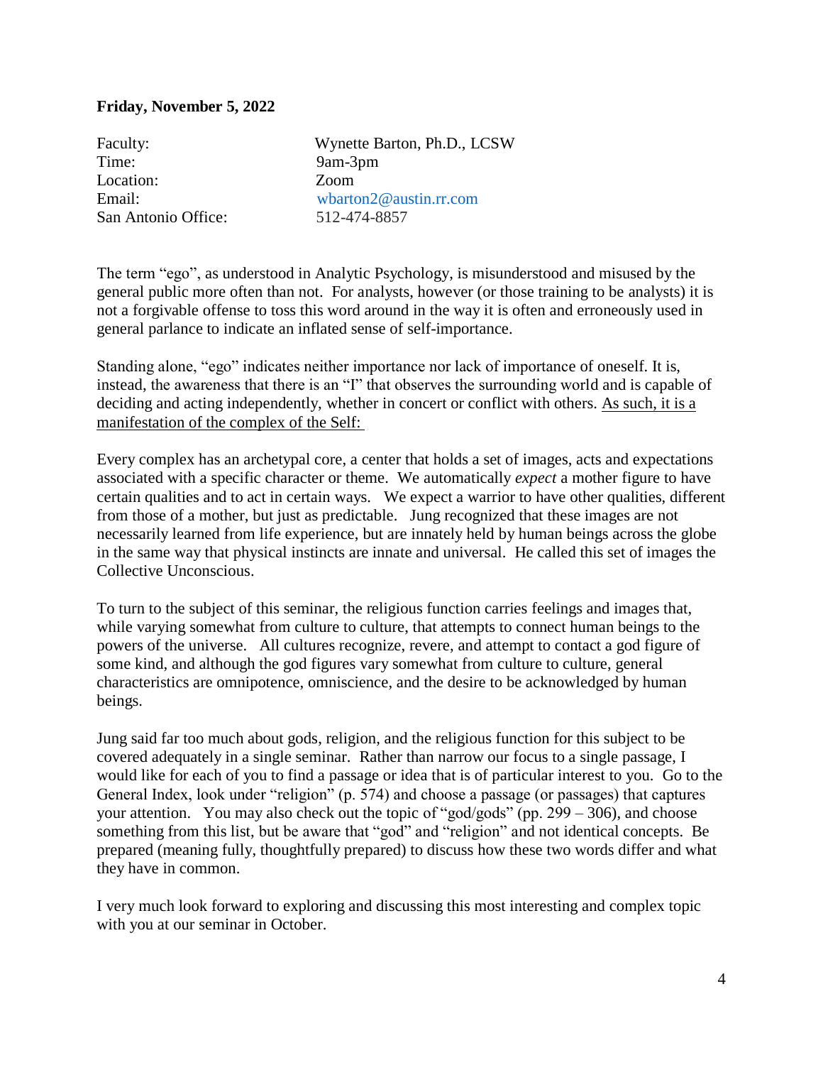**Friday, November 5, 2022**

| | |
|---|---|
| Faculty: | Wynette Barton, Ph.D., LCSW |
| Time: | 9am-3pm |
| Location: | Zoom |
| Email: | wbarton2@austin.rr.com |
| San Antonio Office: | 512-474-8857 |

The term "ego", as understood in Analytic Psychology, is misunderstood and misused by the general public more often than not. For analysts, however (or those training to be analysts) it is not a forgivable offense to toss this word around in the way it is often and erroneously used in general parlance to indicate an inflated sense of self-importance.

Standing alone, "ego" indicates neither importance nor lack of importance of oneself. It is, instead, the awareness that there is an "I" that observes the surrounding world and is capable of deciding and acting independently, whether in concert or conflict with others. <u>As such, it is a manifestation of the complex of the Self:</u>

Every complex has an archetypal core, a center that holds a set of images, acts and expectations associated with a specific character or theme. We automatically *expect* a mother figure to have certain qualities and to act in certain ways. We expect a warrior to have other qualities, different from those of a mother, but just as predictable. Jung recognized that these images are not necessarily learned from life experience, but are innately held by human beings across the globe in the same way that physical instincts are innate and universal. He called this set of images the Collective Unconscious.

To turn to the subject of this seminar, the religious function carries feelings and images that, while varying somewhat from culture to culture, that attempts to connect human beings to the powers of the universe. All cultures recognize, revere, and attempt to contact a god figure of some kind, and although the god figures vary somewhat from culture to culture, general characteristics are omnipotence, omniscience, and the desire to be acknowledged by human beings.

Jung said far too much about gods, religion, and the religious function for this subject to be covered adequately in a single seminar. Rather than narrow our focus to a single passage, I would like for each of you to find a passage or idea that is of particular interest to you. Go to the General Index, look under "religion" (p. 574) and choose a passage (or passages) that captures your attention. You may also check out the topic of "god/gods" (pp. 299 – 306), and choose something from this list, but be aware that "god" and "religion" and not identical concepts. Be prepared (meaning fully, thoughtfully prepared) to discuss how these two words differ and what they have in common.

I very much look forward to exploring and discussing this most interesting and complex topic with you at our seminar in October.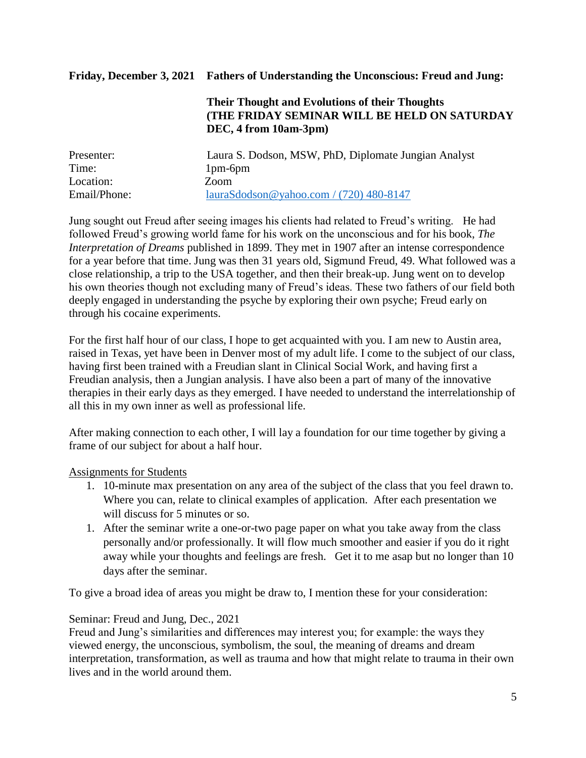**Friday, December 3, 2021 Fathers of Understanding the Unconscious: Freud and Jung: Their Thought and Evolutions of their Thoughts (THE FRIDAY SEMINAR WILL BE HELD ON SATURDAY DEC, 4 from 10am-3pm)**

Presenter: Laura S. Dodson, MSW, PhD, Diplomate Jungian Analyst
Time: 1pm-6pm
Location: Zoom
Email/Phone: lauraSdodson@yahoo.com / (720) 480-8147

Jung sought out Freud after seeing images his clients had related to Freud's writing. He had followed Freud's growing world fame for his work on the unconscious and for his book, *The Interpretation of Dreams* published in 1899. They met in 1907 after an intense correspondence for a year before that time. Jung was then 31 years old, Sigmund Freud, 49. What followed was a close relationship, a trip to the USA together, and then their break-up. Jung went on to develop his own theories though not excluding many of Freud's ideas. These two fathers of our field both deeply engaged in understanding the psyche by exploring their own psyche; Freud early on through his cocaine experiments.

For the first half hour of our class, I hope to get acquainted with you. I am new to Austin area, raised in Texas, yet have been in Denver most of my adult life. I come to the subject of our class, having first been trained with a Freudian slant in Clinical Social Work, and having first a Freudian analysis, then a Jungian analysis. I have also been a part of many of the innovative therapies in their early days as they emerged. I have needed to understand the interrelationship of all this in my own inner as well as professional life.

After making connection to each other, I will lay a foundation for our time together by giving a frame of our subject for about a half hour.

Assignments for Students

1. 10-minute max presentation on any area of the subject of the class that you feel drawn to. Where you can, relate to clinical examples of application. After each presentation we will discuss for 5 minutes or so.
1. After the seminar write a one-or-two page paper on what you take away from the class personally and/or professionally. It will flow much smoother and easier if you do it right away while your thoughts and feelings are fresh. Get it to me asap but no longer than 10 days after the seminar.

To give a broad idea of areas you might be draw to, I mention these for your consideration:

Seminar: Freud and Jung, Dec., 2021
Freud and Jung's similarities and differences may interest you; for example: the ways they viewed energy, the unconscious, symbolism, the soul, the meaning of dreams and dream interpretation, transformation, as well as trauma and how that might relate to trauma in their own lives and in the world around them.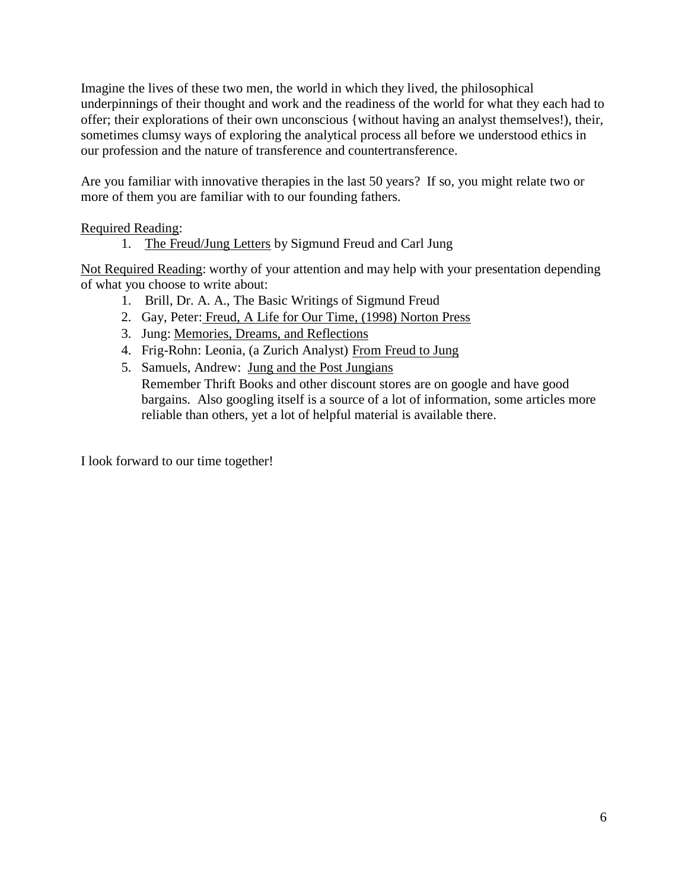Imagine the lives of these two men, the world in which they lived, the philosophical underpinnings of their thought and work and the readiness of the world for what they each had to offer; their explorations of their own unconscious {without having an analyst themselves!), their, sometimes clumsy ways of exploring the analytical process all before we understood ethics in our profession and the nature of transference and countertransference.

Are you familiar with innovative therapies in the last 50 years? If so, you might relate two or more of them you are familiar with to our founding fathers.

<u>Required Reading</u>:

1. <u>The Freud/Jung Letters</u> by Sigmund Freud and Carl Jung

<u>Not Required Reading</u>: worthy of your attention and may help with your presentation depending of what you choose to write about:

1. Brill, Dr. A. A., The Basic Writings of Sigmund Freud
2. Gay, Peter: <u>Freud, A Life for Our Time, (1998) Norton Press</u>
3. Jung: <u>Memories, Dreams, and Reflections</u>
4. Frig-Rohn: Leonia, (a Zurich Analyst) <u>From Freud to Jung</u>
5. Samuels, Andrew: <u>Jung and the Post Jungians</u>
   Remember Thrift Books and other discount stores are on google and have good bargains. Also googling itself is a source of a lot of information, some articles more reliable than others, yet a lot of helpful material is available there.

I look forward to our time together!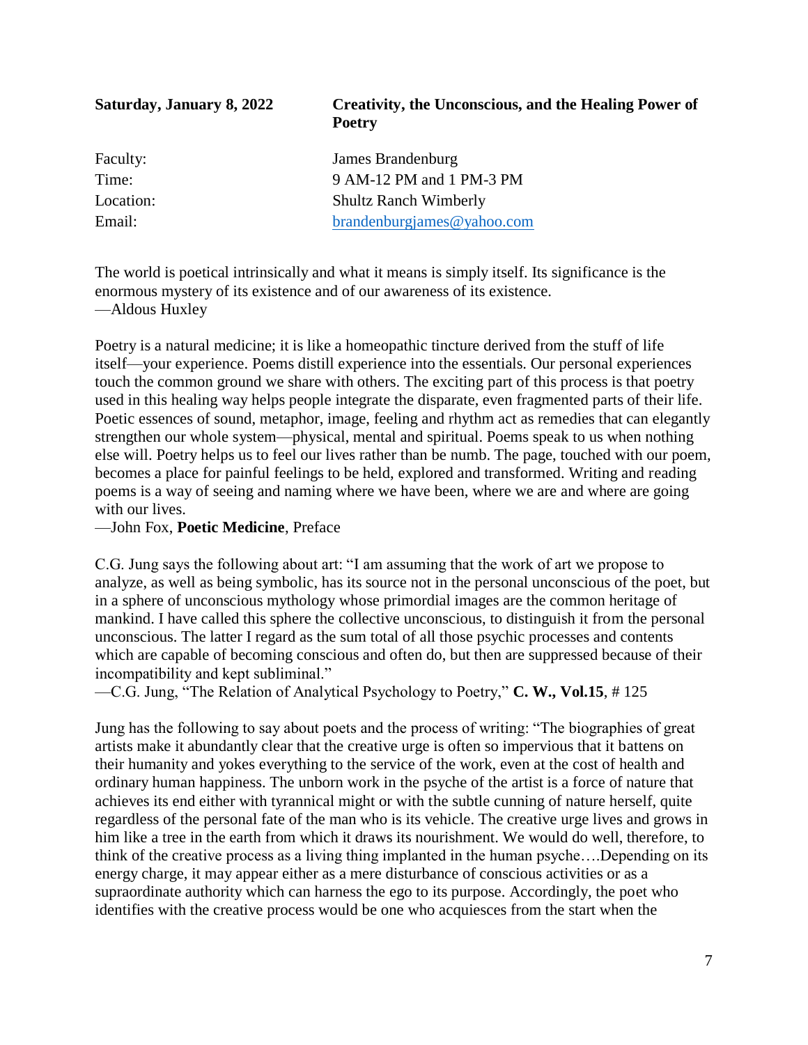**Saturday, January 8, 2022** **Creativity, the Unconscious, and the Healing Power of Poetry**

| | |
|---|---|
| Faculty: | James Brandenburg |
| Time: | 9 AM-12 PM and 1 PM-3 PM |
| Location: | Shultz Ranch Wimberly |
| Email: | brandenburgjames@yahoo.com |

The world is poetical intrinsically and what it means is simply itself. Its significance is the enormous mystery of its existence and of our awareness of its existence.
—Aldous Huxley

Poetry is a natural medicine; it is like a homeopathic tincture derived from the stuff of life itself—your experience. Poems distill experience into the essentials. Our personal experiences touch the common ground we share with others. The exciting part of this process is that poetry used in this healing way helps people integrate the disparate, even fragmented parts of their life. Poetic essences of sound, metaphor, image, feeling and rhythm act as remedies that can elegantly strengthen our whole system—physical, mental and spiritual. Poems speak to us when nothing else will. Poetry helps us to feel our lives rather than be numb. The page, touched with our poem, becomes a place for painful feelings to be held, explored and transformed. Writing and reading poems is a way of seeing and naming where we have been, where we are and where are going with our lives.
—John Fox, **Poetic Medicine**, Preface

C.G. Jung says the following about art: "I am assuming that the work of art we propose to analyze, as well as being symbolic, has its source not in the personal unconscious of the poet, but in a sphere of unconscious mythology whose primordial images are the common heritage of mankind. I have called this sphere the collective unconscious, to distinguish it from the personal unconscious. The latter I regard as the sum total of all those psychic processes and contents which are capable of becoming conscious and often do, but then are suppressed because of their incompatibility and kept subliminal."
—C.G. Jung, "The Relation of Analytical Psychology to Poetry," **C. W., Vol.15**, # 125

Jung has the following to say about poets and the process of writing: "The biographies of great artists make it abundantly clear that the creative urge is often so impervious that it battens on their humanity and yokes everything to the service of the work, even at the cost of health and ordinary human happiness. The unborn work in the psyche of the artist is a force of nature that achieves its end either with tyrannical might or with the subtle cunning of nature herself, quite regardless of the personal fate of the man who is its vehicle. The creative urge lives and grows in him like a tree in the earth from which it draws its nourishment. We would do well, therefore, to think of the creative process as a living thing implanted in the human psyche….Depending on its energy charge, it may appear either as a mere disturbance of conscious activities or as a supraordinate authority which can harness the ego to its purpose. Accordingly, the poet who identifies with the creative process would be one who acquiesces from the start when the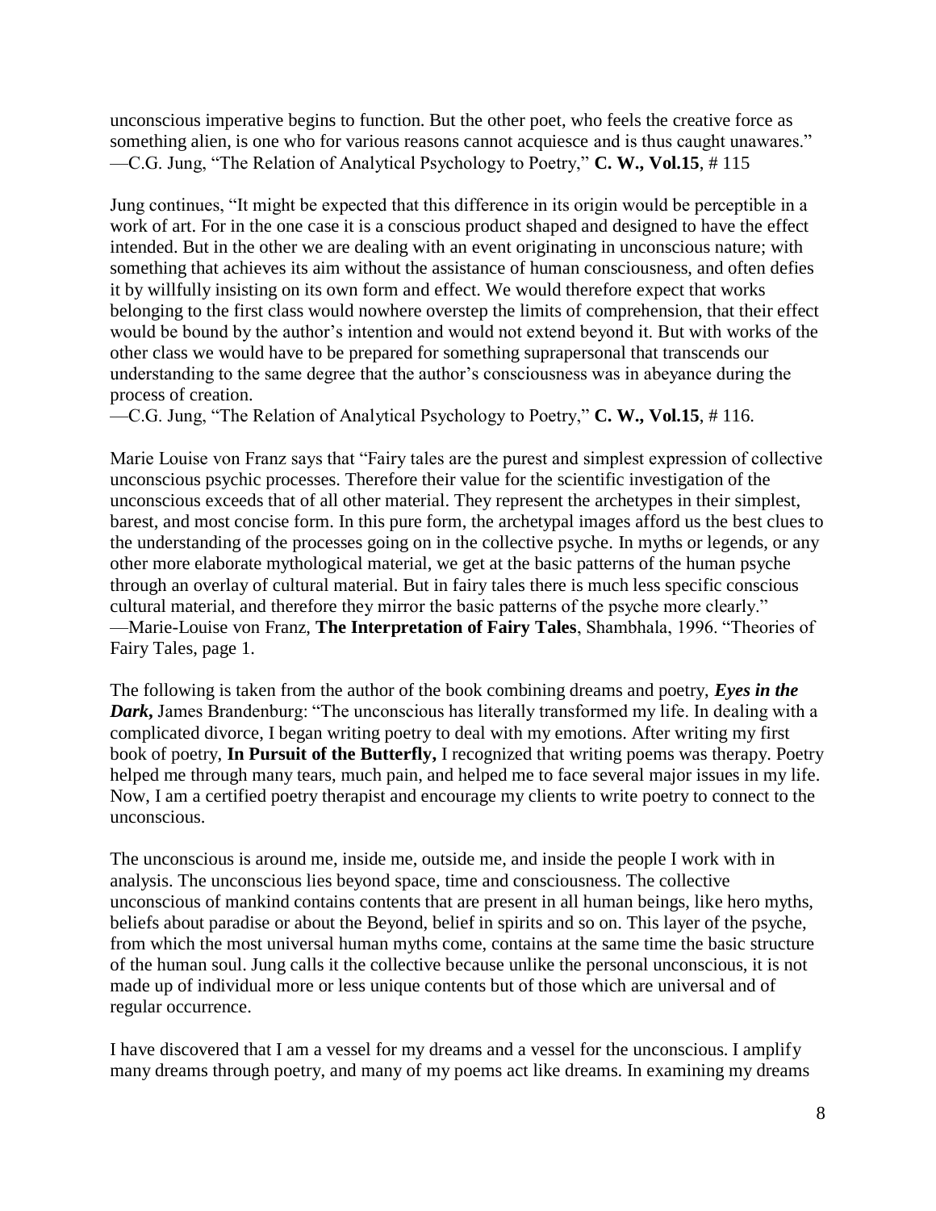unconscious imperative begins to function. But the other poet, who feels the creative force as something alien, is one who for various reasons cannot acquiesce and is thus caught unawares."
—C.G. Jung, "The Relation of Analytical Psychology to Poetry," **C. W., Vol.15**, # 115

Jung continues, "It might be expected that this difference in its origin would be perceptible in a work of art. For in the one case it is a conscious product shaped and designed to have the effect intended. But in the other we are dealing with an event originating in unconscious nature; with something that achieves its aim without the assistance of human consciousness, and often defies it by willfully insisting on its own form and effect. We would therefore expect that works belonging to the first class would nowhere overstep the limits of comprehension, that their effect would be bound by the author's intention and would not extend beyond it. But with works of the other class we would have to be prepared for something suprapersonal that transcends our understanding to the same degree that the author's consciousness was in abeyance during the process of creation.
—C.G. Jung, "The Relation of Analytical Psychology to Poetry," **C. W., Vol.15**, # 116.

Marie Louise von Franz says that "Fairy tales are the purest and simplest expression of collective unconscious psychic processes. Therefore their value for the scientific investigation of the unconscious exceeds that of all other material. They represent the archetypes in their simplest, barest, and most concise form. In this pure form, the archetypal images afford us the best clues to the understanding of the processes going on in the collective psyche. In myths or legends, or any other more elaborate mythological material, we get at the basic patterns of the human psyche through an overlay of cultural material. But in fairy tales there is much less specific conscious cultural material, and therefore they mirror the basic patterns of the psyche more clearly."
—Marie-Louise von Franz, **The Interpretation of Fairy Tales**, Shambhala, 1996. "Theories of Fairy Tales, page 1.

The following is taken from the author of the book combining dreams and poetry, ***Eyes in the Dark***, James Brandenburg: "The unconscious has literally transformed my life. In dealing with a complicated divorce, I began writing poetry to deal with my emotions. After writing my first book of poetry, **In Pursuit of the Butterfly,** I recognized that writing poems was therapy. Poetry helped me through many tears, much pain, and helped me to face several major issues in my life. Now, I am a certified poetry therapist and encourage my clients to write poetry to connect to the unconscious.

The unconscious is around me, inside me, outside me, and inside the people I work with in analysis. The unconscious lies beyond space, time and consciousness. The collective unconscious of mankind contains contents that are present in all human beings, like hero myths, beliefs about paradise or about the Beyond, belief in spirits and so on. This layer of the psyche, from which the most universal human myths come, contains at the same time the basic structure of the human soul. Jung calls it the collective because unlike the personal unconscious, it is not made up of individual more or less unique contents but of those which are universal and of regular occurrence.

I have discovered that I am a vessel for my dreams and a vessel for the unconscious. I amplify many dreams through poetry, and many of my poems act like dreams. In examining my dreams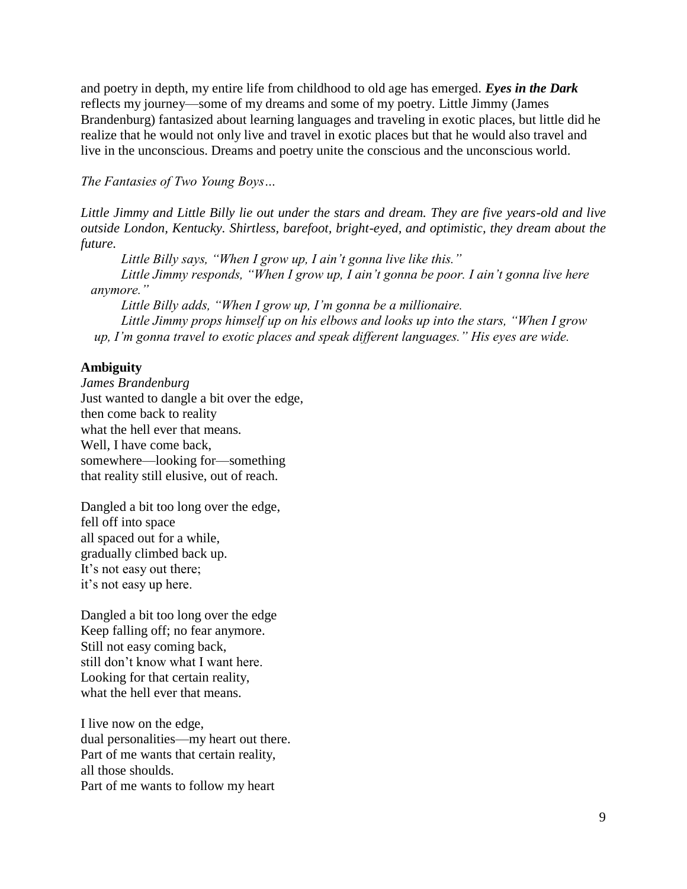and poetry in depth, my entire life from childhood to old age has emerged. ***Eyes in the Dark*** reflects my journey—some of my dreams and some of my poetry. Little Jimmy (James Brandenburg) fantasized about learning languages and traveling in exotic places, but little did he realize that he would not only live and travel in exotic places but that he would also travel and live in the unconscious. Dreams and poetry unite the conscious and the unconscious world.

*The Fantasies of Two Young Boys…*

*Little Jimmy and Little Billy lie out under the stars and dream. They are five years-old and live outside London, Kentucky. Shirtless, barefoot, bright-eyed, and optimistic, they dream about the future.*

*Little Billy says, "When I grow up, I ain't gonna live like this."*

*Little Jimmy responds, "When I grow up, I ain't gonna be poor. I ain't gonna live here anymore."*

*Little Billy adds, "When I grow up, I'm gonna be a millionaire.*

*Little Jimmy props himself up on his elbows and looks up into the stars, "When I grow up, I'm gonna travel to exotic places and speak different languages." His eyes are wide.*

**Ambiguity**

*James Brandenburg*

Just wanted to dangle a bit over the edge,  
then come back to reality  
what the hell ever that means.  
Well, I have come back,  
somewhere—looking for—something  
that reality still elusive, out of reach.

Dangled a bit too long over the edge,  
fell off into space  
all spaced out for a while,  
gradually climbed back up.  
It's not easy out there;  
it's not easy up here.

Dangled a bit too long over the edge  
Keep falling off; no fear anymore.  
Still not easy coming back,  
still don't know what I want here.  
Looking for that certain reality,  
what the hell ever that means.

I live now on the edge,  
dual personalities—my heart out there.  
Part of me wants that certain reality,  
all those shoulds.  
Part of me wants to follow my heart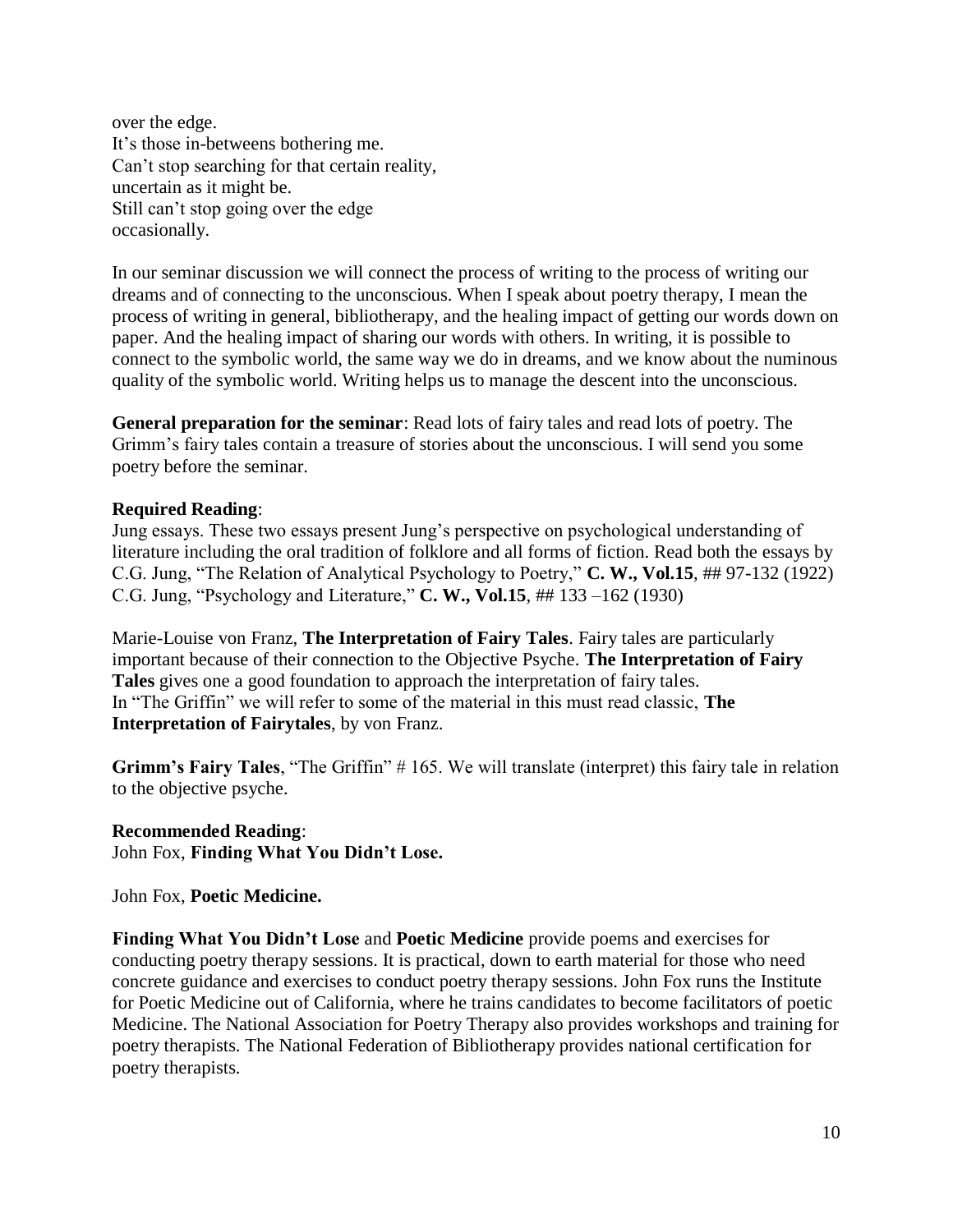over the edge.  
It's those in-betweens bothering me.  
Can't stop searching for that certain reality,  
uncertain as it might be.  
Still can't stop going over the edge  
occasionally.

In our seminar discussion we will connect the process of writing to the process of writing our dreams and of connecting to the unconscious. When I speak about poetry therapy, I mean the process of writing in general, bibliotherapy, and the healing impact of getting our words down on paper. And the healing impact of sharing our words with others. In writing, it is possible to connect to the symbolic world, the same way we do in dreams, and we know about the numinous quality of the symbolic world. Writing helps us to manage the descent into the unconscious.

**General preparation for the seminar**: Read lots of fairy tales and read lots of poetry. The Grimm's fairy tales contain a treasure of stories about the unconscious. I will send you some poetry before the seminar.

**Required Reading**:  
Jung essays. These two essays present Jung's perspective on psychological understanding of literature including the oral tradition of folklore and all forms of fiction. Read both the essays by C.G. Jung, "The Relation of Analytical Psychology to Poetry," **C. W., Vol.15**, ## 97-132 (1922)  
C.G. Jung, "Psychology and Literature," **C. W., Vol.15**, ## 133 –162 (1930)

Marie-Louise von Franz, **The Interpretation of Fairy Tales**. Fairy tales are particularly important because of their connection to the Objective Psyche. **The Interpretation of Fairy Tales** gives one a good foundation to approach the interpretation of fairy tales.  
In "The Griffin" we will refer to some of the material in this must read classic, **The Interpretation of Fairytales**, by von Franz.

**Grimm's Fairy Tales**, "The Griffin" # 165. We will translate (interpret) this fairy tale in relation to the objective psyche.

**Recommended Reading**:  
John Fox, **Finding What You Didn't Lose.**

John Fox, **Poetic Medicine.**

**Finding What You Didn't Lose** and **Poetic Medicine** provide poems and exercises for conducting poetry therapy sessions. It is practical, down to earth material for those who need concrete guidance and exercises to conduct poetry therapy sessions. John Fox runs the Institute for Poetic Medicine out of California, where he trains candidates to become facilitators of poetic Medicine. The National Association for Poetry Therapy also provides workshops and training for poetry therapists. The National Federation of Bibliotherapy provides national certification for poetry therapists.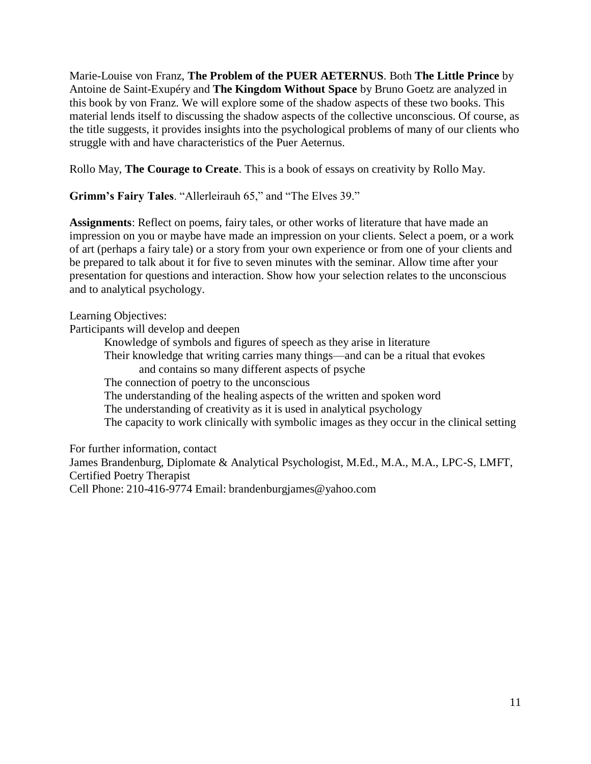Marie-Louise von Franz, **The Problem of the PUER AETERNUS**. Both **The Little Prince** by Antoine de Saint-Exupéry and **The Kingdom Without Space** by Bruno Goetz are analyzed in this book by von Franz. We will explore some of the shadow aspects of these two books. This material lends itself to discussing the shadow aspects of the collective unconscious. Of course, as the title suggests, it provides insights into the psychological problems of many of our clients who struggle with and have characteristics of the Puer Aeternus.

Rollo May, **The Courage to Create**. This is a book of essays on creativity by Rollo May.

**Grimm's Fairy Tales**. "Allerleirauh 65," and "The Elves 39."

**Assignments**: Reflect on poems, fairy tales, or other works of literature that have made an impression on you or maybe have made an impression on your clients. Select a poem, or a work of art (perhaps a fairy tale) or a story from your own experience or from one of your clients and be prepared to talk about it for five to seven minutes with the seminar. Allow time after your presentation for questions and interaction. Show how your selection relates to the unconscious and to analytical psychology.

Learning Objectives:

Participants will develop and deepen

- Knowledge of symbols and figures of speech as they arise in literature
- Their knowledge that writing carries many things—and can be a ritual that evokes and contains so many different aspects of psyche
- The connection of poetry to the unconscious
- The understanding of the healing aspects of the written and spoken word
- The understanding of creativity as it is used in analytical psychology
- The capacity to work clinically with symbolic images as they occur in the clinical setting

For further information, contact
James Brandenburg, Diplomate & Analytical Psychologist, M.Ed., M.A., M.A., LPC-S, LMFT, Certified Poetry Therapist
Cell Phone: 210-416-9774 Email: brandenburgjames@yahoo.com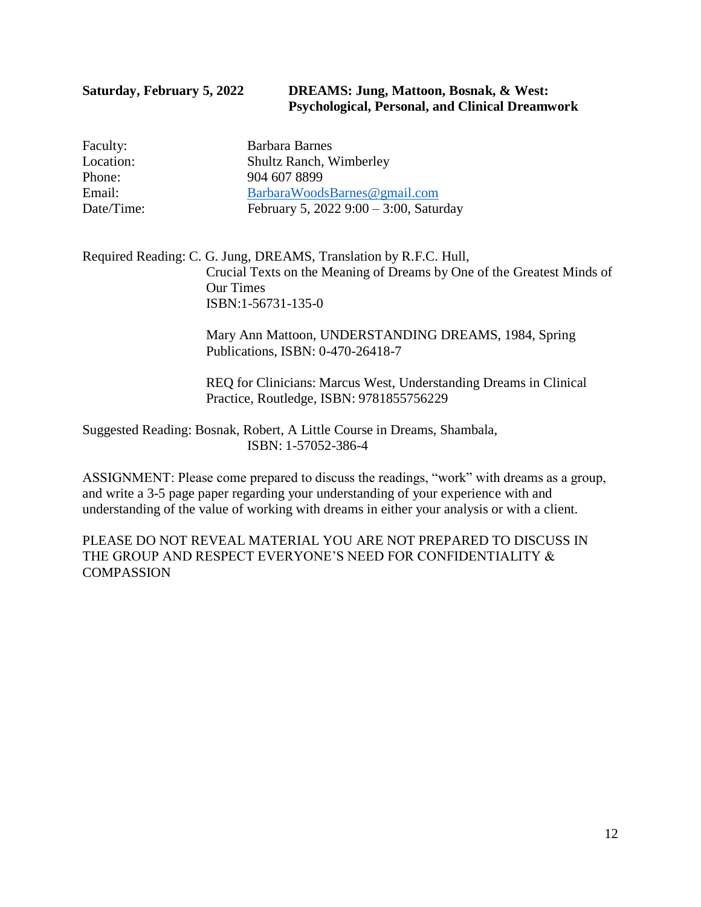**Saturday, February 5, 2022** **DREAMS: Jung, Mattoon, Bosnak, & West: Psychological, Personal, and Clinical Dreamwork**

Faculty: Barbara Barnes
Location: Shultz Ranch, Wimberley
Phone: 904 607 8899
Email: BarbaraWoodsBarnes@gmail.com
Date/Time: February 5, 2022 9:00 – 3:00, Saturday

Required Reading: C. G. Jung, DREAMS, Translation by R.F.C. Hull,
Crucial Texts on the Meaning of Dreams by One of the Greatest Minds of Our Times
ISBN:1-56731-135-0

Mary Ann Mattoon, UNDERSTANDING DREAMS, 1984, Spring Publications, ISBN: 0-470-26418-7

REQ for Clinicians: Marcus West, Understanding Dreams in Clinical Practice, Routledge, ISBN: 9781855756229

Suggested Reading: Bosnak, Robert, A Little Course in Dreams, Shambala,
ISBN: 1-57052-386-4

ASSIGNMENT: Please come prepared to discuss the readings, "work" with dreams as a group, and write a 3-5 page paper regarding your understanding of your experience with and understanding of the value of working with dreams in either your analysis or with a client.

PLEASE DO NOT REVEAL MATERIAL YOU ARE NOT PREPARED TO DISCUSS IN THE GROUP AND RESPECT EVERYONE'S NEED FOR CONFIDENTIALITY & COMPASSION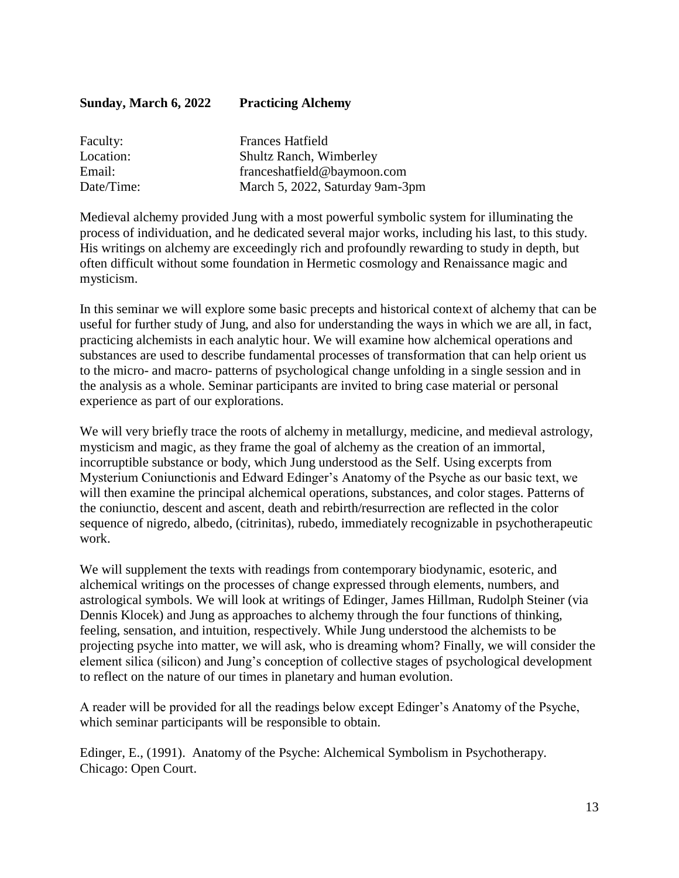**Sunday, March 6, 2022 Practicing Alchemy**

| | |
|---|---|
| Faculty: | Frances Hatfield |
| Location: | Shultz Ranch, Wimberley |
| Email: | franceshatfield@baymoon.com |
| Date/Time: | March 5, 2022, Saturday 9am-3pm |

Medieval alchemy provided Jung with a most powerful symbolic system for illuminating the process of individuation, and he dedicated several major works, including his last, to this study. His writings on alchemy are exceedingly rich and profoundly rewarding to study in depth, but often difficult without some foundation in Hermetic cosmology and Renaissance magic and mysticism.

In this seminar we will explore some basic precepts and historical context of alchemy that can be useful for further study of Jung, and also for understanding the ways in which we are all, in fact, practicing alchemists in each analytic hour. We will examine how alchemical operations and substances are used to describe fundamental processes of transformation that can help orient us to the micro- and macro- patterns of psychological change unfolding in a single session and in the analysis as a whole. Seminar participants are invited to bring case material or personal experience as part of our explorations.

We will very briefly trace the roots of alchemy in metallurgy, medicine, and medieval astrology, mysticism and magic, as they frame the goal of alchemy as the creation of an immortal, incorruptible substance or body, which Jung understood as the Self. Using excerpts from Mysterium Coniunctionis and Edward Edinger's Anatomy of the Psyche as our basic text, we will then examine the principal alchemical operations, substances, and color stages. Patterns of the coniunctio, descent and ascent, death and rebirth/resurrection are reflected in the color sequence of nigredo, albedo, (citrinitas), rubedo, immediately recognizable in psychotherapeutic work.

We will supplement the texts with readings from contemporary biodynamic, esoteric, and alchemical writings on the processes of change expressed through elements, numbers, and astrological symbols. We will look at writings of Edinger, James Hillman, Rudolph Steiner (via Dennis Klocek) and Jung as approaches to alchemy through the four functions of thinking, feeling, sensation, and intuition, respectively. While Jung understood the alchemists to be projecting psyche into matter, we will ask, who is dreaming whom? Finally, we will consider the element silica (silicon) and Jung's conception of collective stages of psychological development to reflect on the nature of our times in planetary and human evolution.

A reader will be provided for all the readings below except Edinger's Anatomy of the Psyche, which seminar participants will be responsible to obtain.

Edinger, E., (1991). Anatomy of the Psyche: Alchemical Symbolism in Psychotherapy. Chicago: Open Court.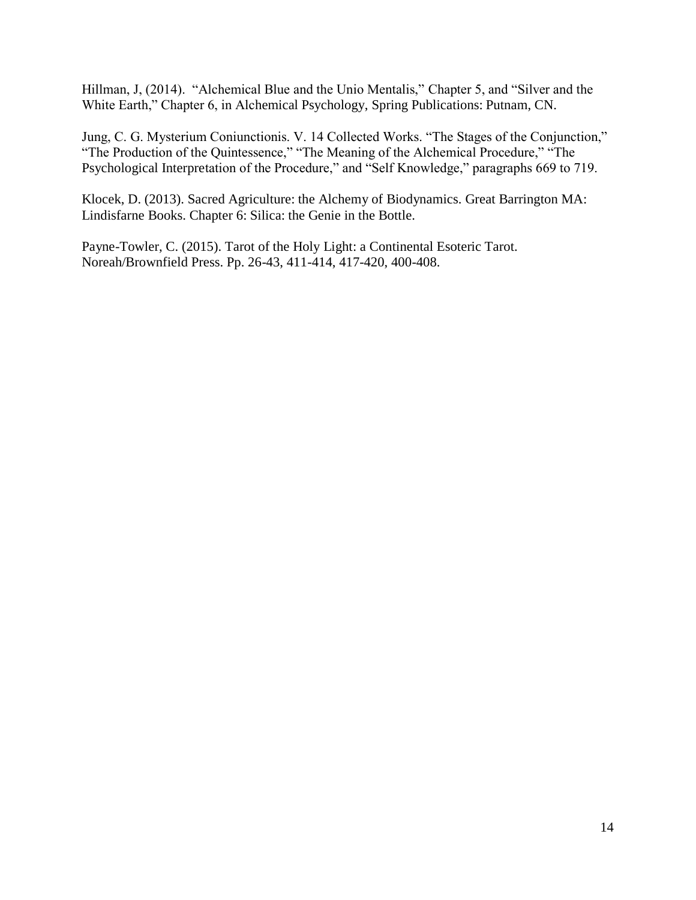Hillman, J, (2014). "Alchemical Blue and the Unio Mentalis," Chapter 5, and "Silver and the White Earth," Chapter 6, in Alchemical Psychology, Spring Publications: Putnam, CN.

Jung, C. G. Mysterium Coniunctionis. V. 14 Collected Works. "The Stages of the Conjunction," "The Production of the Quintessence," "The Meaning of the Alchemical Procedure," "The Psychological Interpretation of the Procedure," and "Self Knowledge," paragraphs 669 to 719.

Klocek, D. (2013). Sacred Agriculture: the Alchemy of Biodynamics. Great Barrington MA: Lindisfarne Books. Chapter 6: Silica: the Genie in the Bottle.

Payne-Towler, C. (2015). Tarot of the Holy Light: a Continental Esoteric Tarot. Noreah/Brownfield Press. Pp. 26-43, 411-414, 417-420, 400-408.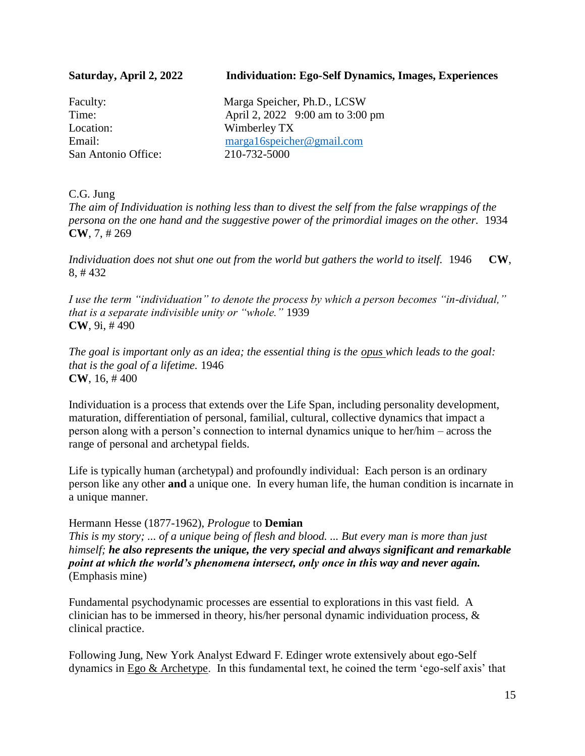**Saturday, April 2, 2022 Individuation: Ego-Self Dynamics, Images, Experiences**

Faculty: Marga Speicher, Ph.D., LCSW
Time: April 2, 2022 9:00 am to 3:00 pm
Location: Wimberley TX
Email: marga16speicher@gmail.com
San Antonio Office: 210-732-5000

C.G. Jung
*The aim of Individuation is nothing less than to divest the self from the false wrappings of the persona on the one hand and the suggestive power of the primordial images on the other.* 1934 **CW**, 7, # 269

*Individuation does not shut one out from the world but gathers the world to itself.* 1946 **CW**, 8, # 432

*I use the term "individuation" to denote the process by which a person becomes "in-dividual," that is a separate indivisible unity or "whole."* 1939
**CW**, 9i, # 490

*The goal is important only as an idea; the essential thing is the opus which leads to the goal: that is the goal of a lifetime.* 1946
**CW**, 16, # 400

Individuation is a process that extends over the Life Span, including personality development, maturation, differentiation of personal, familial, cultural, collective dynamics that impact a person along with a person's connection to internal dynamics unique to her/him – across the range of personal and archetypal fields.

Life is typically human (archetypal) and profoundly individual: Each person is an ordinary person like any other **and** a unique one. In every human life, the human condition is incarnate in a unique manner.

Hermann Hesse (1877-1962), *Prologue* to **Demian**
*This is my story; ... of a unique being of flesh and blood. ... But every man is more than just himself;* ***he also represents the unique, the very special and always significant and remarkable point at which the world's phenomena intersect, only once in this way and never again.*** (Emphasis mine)

Fundamental psychodynamic processes are essential to explorations in this vast field. A clinician has to be immersed in theory, his/her personal dynamic individuation process, & clinical practice.

Following Jung, New York Analyst Edward F. Edinger wrote extensively about ego-Self dynamics in Ego & Archetype. In this fundamental text, he coined the term 'ego-self axis' that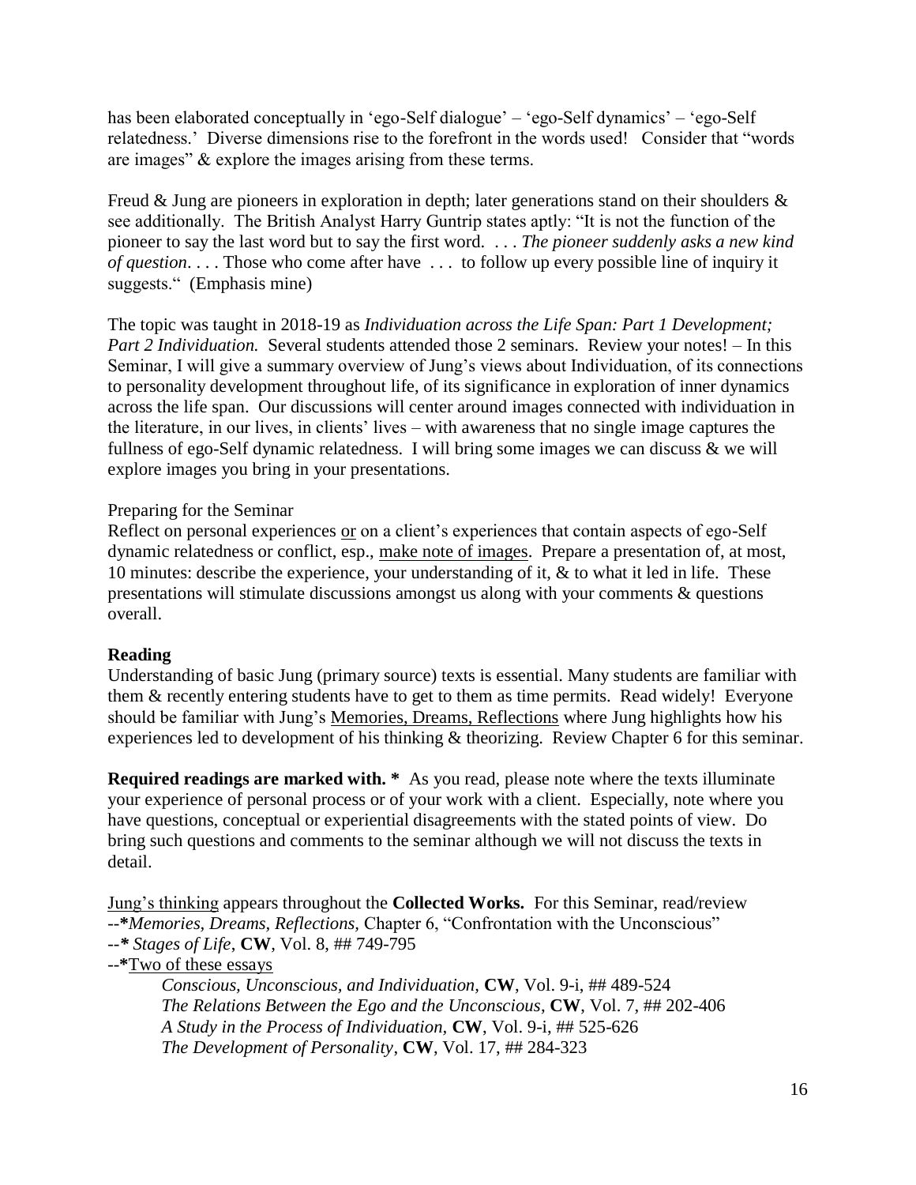has been elaborated conceptually in 'ego-Self dialogue' – 'ego-Self dynamics' – 'ego-Self relatedness.' Diverse dimensions rise to the forefront in the words used! Consider that "words are images" & explore the images arising from these terms.

Freud & Jung are pioneers in exploration in depth; later generations stand on their shoulders & see additionally. The British Analyst Harry Guntrip states aptly: "It is not the function of the pioneer to say the last word but to say the first word. . . . *The pioneer suddenly asks a new kind of question*. . . . Those who come after have . . . to follow up every possible line of inquiry it suggests." (Emphasis mine)

The topic was taught in 2018-19 as *Individuation across the Life Span: Part 1 Development; Part 2 Individuation.* Several students attended those 2 seminars. Review your notes! – In this Seminar, I will give a summary overview of Jung's views about Individuation, of its connections to personality development throughout life, of its significance in exploration of inner dynamics across the life span. Our discussions will center around images connected with individuation in the literature, in our lives, in clients' lives – with awareness that no single image captures the fullness of ego-Self dynamic relatedness. I will bring some images we can discuss & we will explore images you bring in your presentations.

Preparing for the Seminar

Reflect on personal experiences <u>or</u> on a client's experiences that contain aspects of ego-Self dynamic relatedness or conflict, esp., <u>make note of images</u>. Prepare a presentation of, at most, 10 minutes: describe the experience, your understanding of it, & to what it led in life. These presentations will stimulate discussions amongst us along with your comments & questions overall.

**Reading**

Understanding of basic Jung (primary source) texts is essential. Many students are familiar with them & recently entering students have to get to them as time permits. Read widely! Everyone should be familiar with Jung's <u>Memories, Dreams, Reflections</u> where Jung highlights how his experiences led to development of his thinking & theorizing. Review Chapter 6 for this seminar.

**Required readings are marked with. *** As you read, please note where the texts illuminate your experience of personal process or of your work with a client. Especially, note where you have questions, conceptual or experiential disagreements with the stated points of view. Do bring such questions and comments to the seminar although we will not discuss the texts in detail.

<u>Jung's thinking</u> appears throughout the **Collected Works.** For this Seminar, read/review

--***Memories, Dreams, Reflections*, Chapter 6, "Confrontation with the Unconscious"

--** Stages of Life*, **CW**, Vol. 8, ## 749-795

--***<u>Two of these essays</u>

*Conscious, Unconscious, and Individuation,* **CW**, Vol. 9-i, ## 489-524
*The Relations Between the Ego and the Unconscious*, **CW**, Vol. 7, ## 202-406
*A Study in the Process of Individuation,* **CW**, Vol. 9-i, ## 525-626
*The Development of Personality*, **CW**, Vol. 17, ## 284-323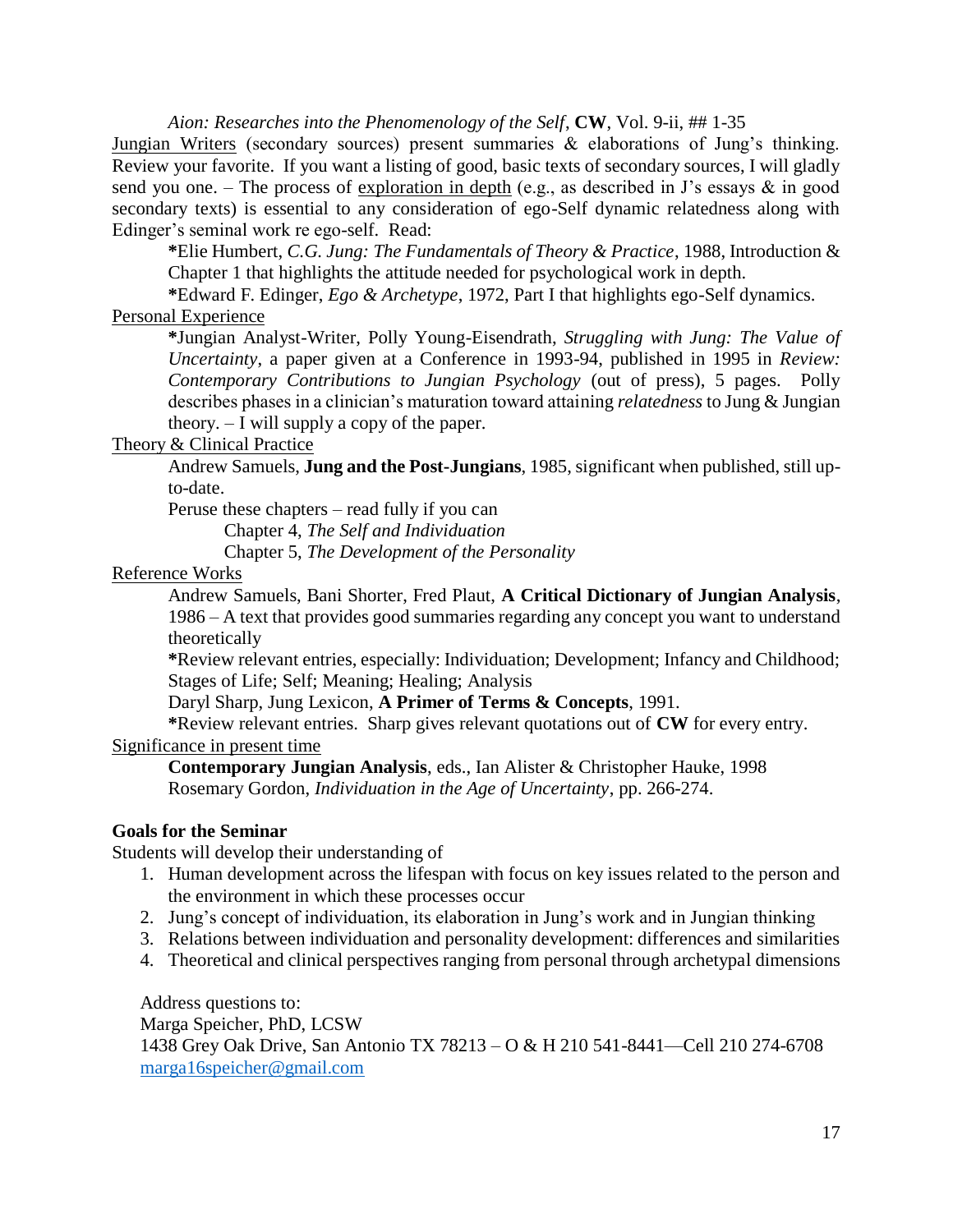*Aion: Researches into the Phenomenology of the Self*, **CW**, Vol. 9-ii, ## 1-35

Jungian Writers (secondary sources) present summaries & elaborations of Jung's thinking. Review your favorite. If you want a listing of good, basic texts of secondary sources, I will gladly send you one. – The process of exploration in depth (e.g., as described in J's essays & in good secondary texts) is essential to any consideration of ego-Self dynamic relatedness along with Edinger's seminal work re ego-self. Read:

**\***Elie Humbert, *C.G. Jung: The Fundamentals of Theory & Practice*, 1988, Introduction & Chapter 1 that highlights the attitude needed for psychological work in depth.

**\***Edward F. Edinger, *Ego & Archetype*, 1972, Part I that highlights ego-Self dynamics.

Personal Experience

**\***Jungian Analyst-Writer, Polly Young-Eisendrath, *Struggling with Jung: The Value of Uncertainty*, a paper given at a Conference in 1993-94, published in 1995 in *Review: Contemporary Contributions to Jungian Psychology* (out of press), 5 pages. Polly describes phases in a clinician's maturation toward attaining *relatedness* to Jung & Jungian theory. – I will supply a copy of the paper.

Theory & Clinical Practice

Andrew Samuels, **Jung and the Post-Jungians**, 1985, significant when published, still up-to-date.

Peruse these chapters – read fully if you can

Chapter 4, *The Self and Individuation*

Chapter 5, *The Development of the Personality*

Reference Works

Andrew Samuels, Bani Shorter, Fred Plaut, **A Critical Dictionary of Jungian Analysis**, 1986 – A text that provides good summaries regarding any concept you want to understand theoretically

**\***Review relevant entries, especially: Individuation; Development; Infancy and Childhood; Stages of Life; Self; Meaning; Healing; Analysis

Daryl Sharp, Jung Lexicon, **A Primer of Terms & Concepts**, 1991.

**\***Review relevant entries. Sharp gives relevant quotations out of **CW** for every entry.

Significance in present time

**Contemporary Jungian Analysis**, eds., Ian Alister & Christopher Hauke, 1998

Rosemary Gordon, *Individuation in the Age of Uncertainty*, pp. 266-274.

**Goals for the Seminar**

Students will develop their understanding of

1. Human development across the lifespan with focus on key issues related to the person and the environment in which these processes occur
2. Jung's concept of individuation, its elaboration in Jung's work and in Jungian thinking
3. Relations between individuation and personality development: differences and similarities
4. Theoretical and clinical perspectives ranging from personal through archetypal dimensions

Address questions to:
Marga Speicher, PhD, LCSW
1438 Grey Oak Drive, San Antonio TX 78213 – O & H 210 541-8441—Cell 210 274-6708
marga16speicher@gmail.com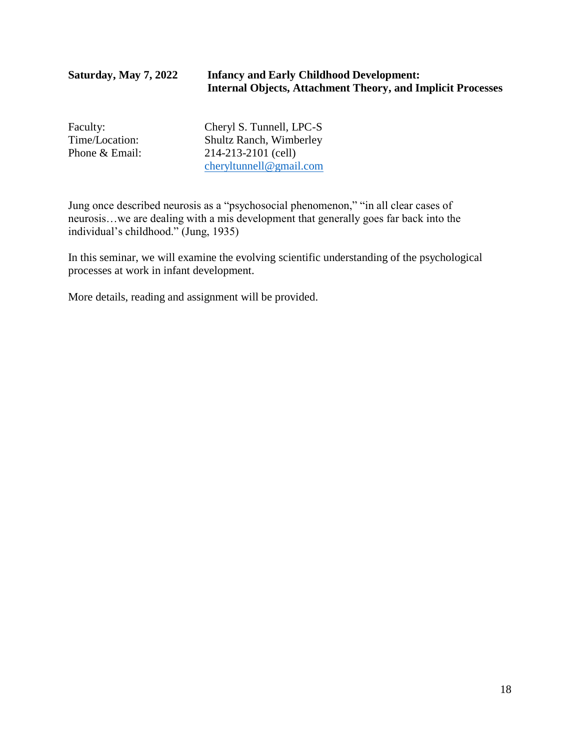**Saturday, May 7, 2022** **Infancy and Early Childhood Development: Internal Objects, Attachment Theory, and Implicit Processes**

| | |
|---|---|
| Faculty: | Cheryl S. Tunnell, LPC-S |
| Time/Location: | Shultz Ranch, Wimberley |
| Phone & Email: | 214-213-2101 (cell)<br>cheryltunnell@gmail.com |

Jung once described neurosis as a "psychosocial phenomenon," "in all clear cases of neurosis…we are dealing with a mis development that generally goes far back into the individual's childhood." (Jung, 1935)

In this seminar, we will examine the evolving scientific understanding of the psychological processes at work in infant development.

More details, reading and assignment will be provided.